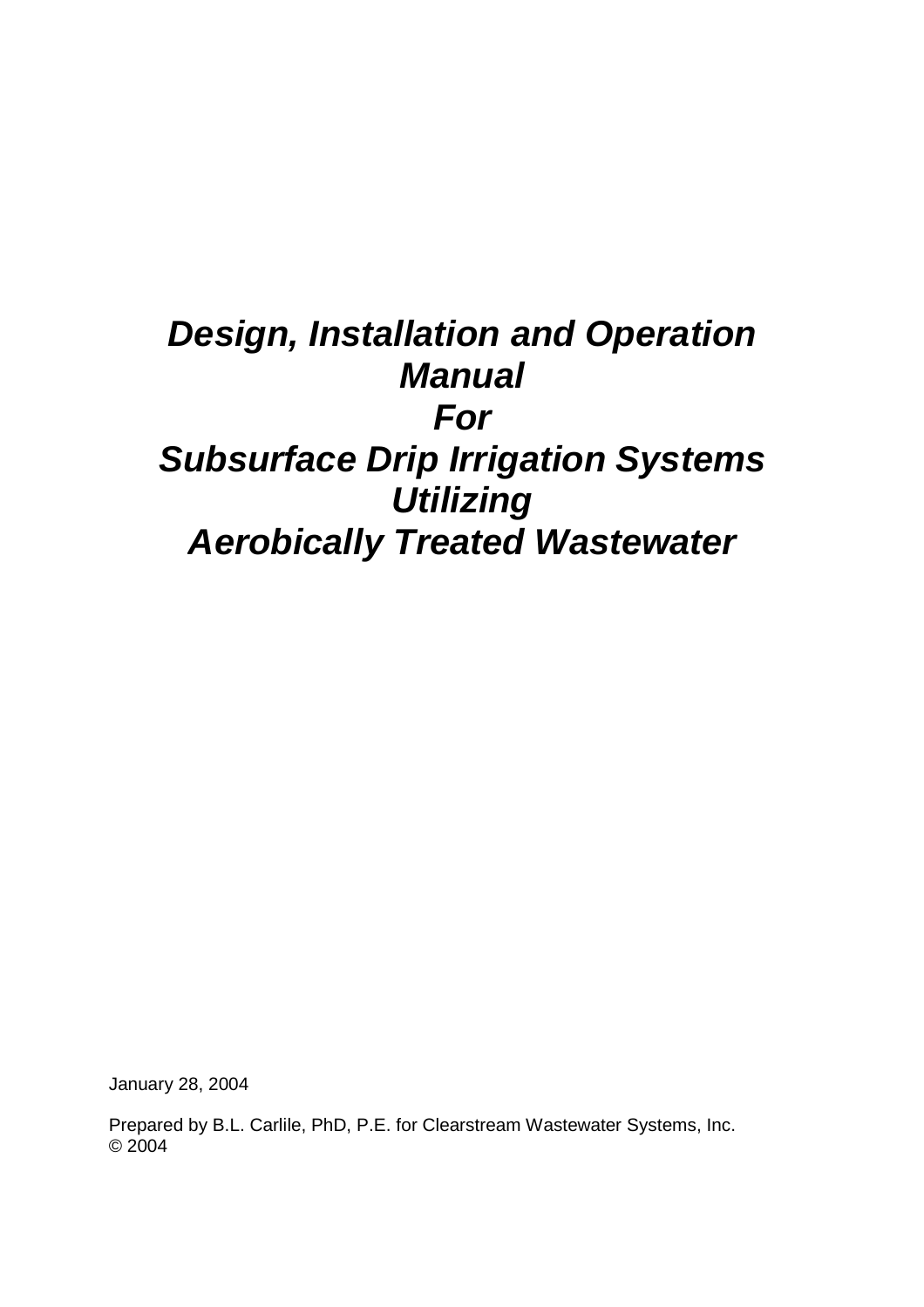# *Design, Installation and Operation Manual For Subsurface Drip Irrigation Systems Utilizing Aerobically Treated Wastewater*

January 28, 2004

Prepared by B.L. Carlile, PhD, P.E. for Clearstream Wastewater Systems, Inc.
© 2004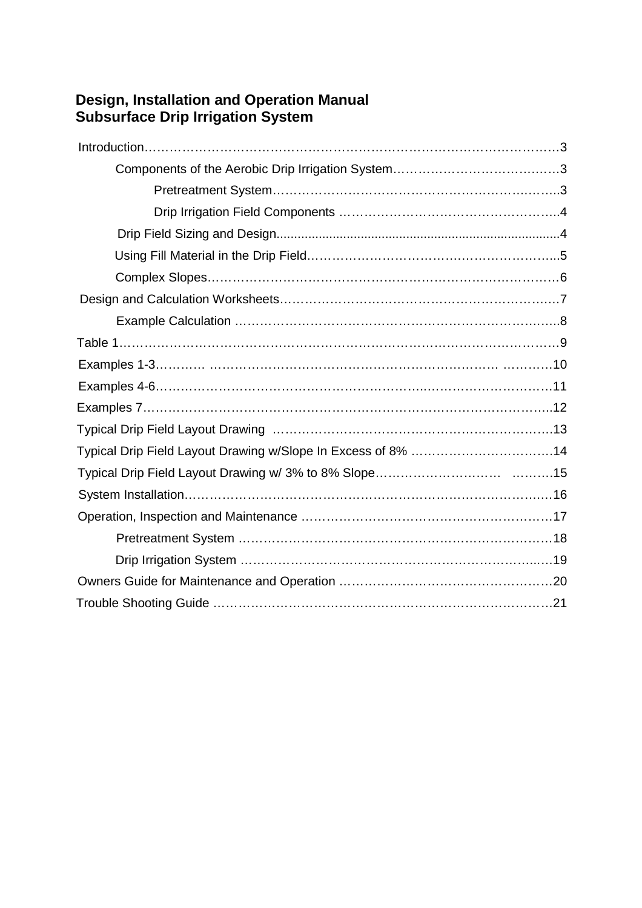# Design, Installation and Operation Manual
# Subsurface Drip Irrigation System

Introduction……………………………………………………………………………………3

- Components of the Aerobic Drip Irrigation System…………………………………3
  - Pretreatment System………………………………………………………………3
  - Drip Irrigation Field Components …………………………………………………4
- Drip Field Sizing and Design.......................................................................................4
- Using Fill Material in the Drip Field……………………………………………………5
- Complex Slopes…………………………………………………………………………6

Design and Calculation Worksheets…………………………………………………………7

- Example Calculation ……………………………………………………………………8

Table 1…………………………………………………………………………………………9

Examples 1-3………… ……………………………………………………………… …………10

Examples 4-6…………………………………………………………………………………11

Examples 7……………………………………………………………………………………12

Typical Drip Field Layout Drawing ……………………………………………………………13

Typical Drip Field Layout Drawing w/Slope In Excess of 8% ……………………………14

Typical Drip Field Layout Drawing w/ 3% to 8% Slope………………………… ……….15

System Installation……………………………………………………………………………16

Operation, Inspection and Maintenance ……………………………………………………17

- Pretreatment System …………………………………………………………………18
- Drip Irrigation System …………………………………………………………………19

Owners Guide for Maintenance and Operation ……………………………………………20

Trouble Shooting Guide ………………………………………………………………………21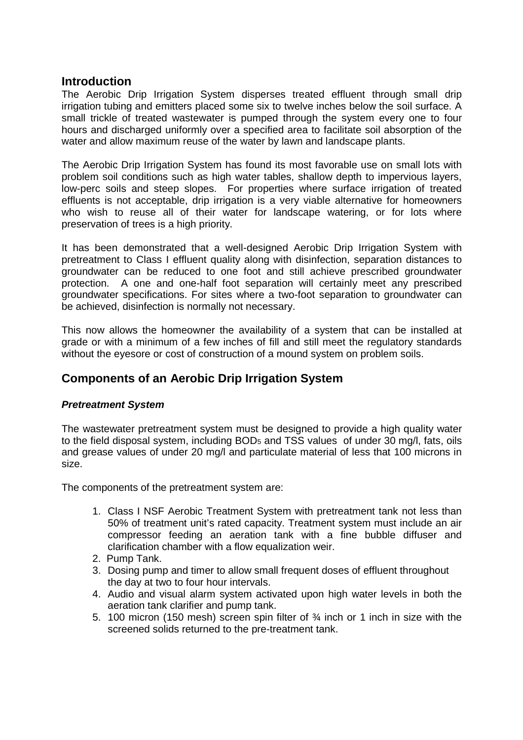## Introduction

The Aerobic Drip Irrigation System disperses treated effluent through small drip irrigation tubing and emitters placed some six to twelve inches below the soil surface. A small trickle of treated wastewater is pumped through the system every one to four hours and discharged uniformly over a specified area to facilitate soil absorption of the water and allow maximum reuse of the water by lawn and landscape plants.

The Aerobic Drip Irrigation System has found its most favorable use on small lots with problem soil conditions such as high water tables, shallow depth to impervious layers, low-perc soils and steep slopes. For properties where surface irrigation of treated effluents is not acceptable, drip irrigation is a very viable alternative for homeowners who wish to reuse all of their water for landscape watering, or for lots where preservation of trees is a high priority.

It has been demonstrated that a well-designed Aerobic Drip Irrigation System with pretreatment to Class I effluent quality along with disinfection, separation distances to groundwater can be reduced to one foot and still achieve prescribed groundwater protection. A one and one-half foot separation will certainly meet any prescribed groundwater specifications. For sites where a two-foot separation to groundwater can be achieved, disinfection is normally not necessary.

This now allows the homeowner the availability of a system that can be installed at grade or with a minimum of a few inches of fill and still meet the regulatory standards without the eyesore or cost of construction of a mound system on problem soils.

## Components of an Aerobic Drip Irrigation System

### ***Pretreatment System***

The wastewater pretreatment system must be designed to provide a high quality water to the field disposal system, including $BOD_5$ and TSS values of under 30 mg/l, fats, oils and grease values of under 20 mg/l and particulate material of less that 100 microns in size.

The components of the pretreatment system are:

1. Class I NSF Aerobic Treatment System with pretreatment tank not less than 50% of treatment unit's rated capacity. Treatment system must include an air compressor feeding an aeration tank with a fine bubble diffuser and clarification chamber with a flow equalization weir.
2. Pump Tank.
3. Dosing pump and timer to allow small frequent doses of effluent throughout the day at two to four hour intervals.
4. Audio and visual alarm system activated upon high water levels in both the aeration tank clarifier and pump tank.
5. 100 micron (150 mesh) screen spin filter of ¾ inch or 1 inch in size with the screened solids returned to the pre-treatment tank.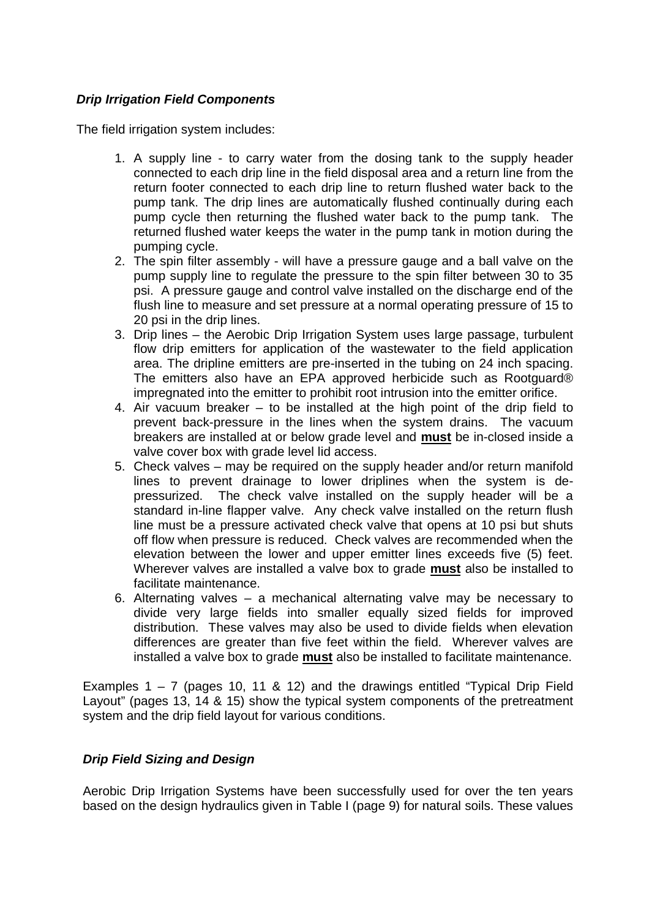### ***Drip Irrigation Field Components***

The field irrigation system includes:

1. A supply line - to carry water from the dosing tank to the supply header connected to each drip line in the field disposal area and a return line from the return footer connected to each drip line to return flushed water back to the pump tank. The drip lines are automatically flushed continually during each pump cycle then returning the flushed water back to the pump tank. The returned flushed water keeps the water in the pump tank in motion during the pumping cycle.
2. The spin filter assembly - will have a pressure gauge and a ball valve on the pump supply line to regulate the pressure to the spin filter between 30 to 35 psi. A pressure gauge and control valve installed on the discharge end of the flush line to measure and set pressure at a normal operating pressure of 15 to 20 psi in the drip lines.
3. Drip lines – the Aerobic Drip Irrigation System uses large passage, turbulent flow drip emitters for application of the wastewater to the field application area. The dripline emitters are pre-inserted in the tubing on 24 inch spacing. The emitters also have an EPA approved herbicide such as Rootguard® impregnated into the emitter to prohibit root intrusion into the emitter orifice.
4. Air vacuum breaker – to be installed at the high point of the drip field to prevent back-pressure in the lines when the system drains. The vacuum breakers are installed at or below grade level and <u>**must**</u> be in-closed inside a valve cover box with grade level lid access.
5. Check valves – may be required on the supply header and/or return manifold lines to prevent drainage to lower driplines when the system is de-pressurized. The check valve installed on the supply header will be a standard in-line flapper valve. Any check valve installed on the return flush line must be a pressure activated check valve that opens at 10 psi but shuts off flow when pressure is reduced. Check valves are recommended when the elevation between the lower and upper emitter lines exceeds five (5) feet. Wherever valves are installed a valve box to grade <u>**must**</u> also be installed to facilitate maintenance.
6. Alternating valves – a mechanical alternating valve may be necessary to divide very large fields into smaller equally sized fields for improved distribution. These valves may also be used to divide fields when elevation differences are greater than five feet within the field. Wherever valves are installed a valve box to grade <u>**must**</u> also be installed to facilitate maintenance.

Examples 1 – 7 (pages 10, 11 & 12) and the drawings entitled "Typical Drip Field Layout" (pages 13, 14 & 15) show the typical system components of the pretreatment system and the drip field layout for various conditions.

### ***Drip Field Sizing and Design***

Aerobic Drip Irrigation Systems have been successfully used for over the ten years based on the design hydraulics given in Table I (page 9) for natural soils. These values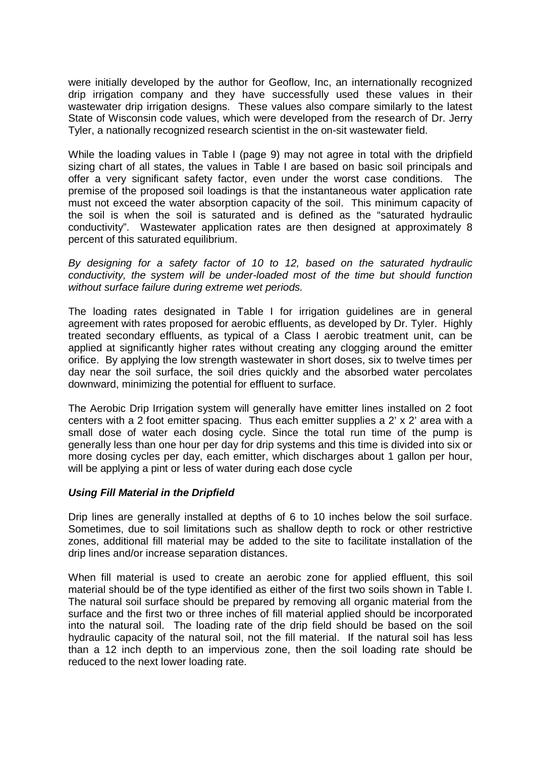were initially developed by the author for Geoflow, Inc, an internationally recognized drip irrigation company and they have successfully used these values in their wastewater drip irrigation designs. These values also compare similarly to the latest State of Wisconsin code values, which were developed from the research of Dr. Jerry Tyler, a nationally recognized research scientist in the on-sit wastewater field.

While the loading values in Table I (page 9) may not agree in total with the dripfield sizing chart of all states, the values in Table I are based on basic soil principals and offer a very significant safety factor, even under the worst case conditions. The premise of the proposed soil loadings is that the instantaneous water application rate must not exceed the water absorption capacity of the soil. This minimum capacity of the soil is when the soil is saturated and is defined as the "saturated hydraulic conductivity". Wastewater application rates are then designed at approximately 8 percent of this saturated equilibrium.

*By designing for a safety factor of 10 to 12, based on the saturated hydraulic conductivity, the system will be under-loaded most of the time but should function without surface failure during extreme wet periods.*

The loading rates designated in Table I for irrigation guidelines are in general agreement with rates proposed for aerobic effluents, as developed by Dr. Tyler. Highly treated secondary effluents, as typical of a Class I aerobic treatment unit, can be applied at significantly higher rates without creating any clogging around the emitter orifice. By applying the low strength wastewater in short doses, six to twelve times per day near the soil surface, the soil dries quickly and the absorbed water percolates downward, minimizing the potential for effluent to surface.

The Aerobic Drip Irrigation system will generally have emitter lines installed on 2 foot centers with a 2 foot emitter spacing. Thus each emitter supplies a 2' x 2' area with a small dose of water each dosing cycle. Since the total run time of the pump is generally less than one hour per day for drip systems and this time is divided into six or more dosing cycles per day, each emitter, which discharges about 1 gallon per hour, will be applying a pint or less of water during each dose cycle

### ***Using Fill Material in the Dripfield***

Drip lines are generally installed at depths of 6 to 10 inches below the soil surface. Sometimes, due to soil limitations such as shallow depth to rock or other restrictive zones, additional fill material may be added to the site to facilitate installation of the drip lines and/or increase separation distances.

When fill material is used to create an aerobic zone for applied effluent, this soil material should be of the type identified as either of the first two soils shown in Table I. The natural soil surface should be prepared by removing all organic material from the surface and the first two or three inches of fill material applied should be incorporated into the natural soil. The loading rate of the drip field should be based on the soil hydraulic capacity of the natural soil, not the fill material. If the natural soil has less than a 12 inch depth to an impervious zone, then the soil loading rate should be reduced to the next lower loading rate.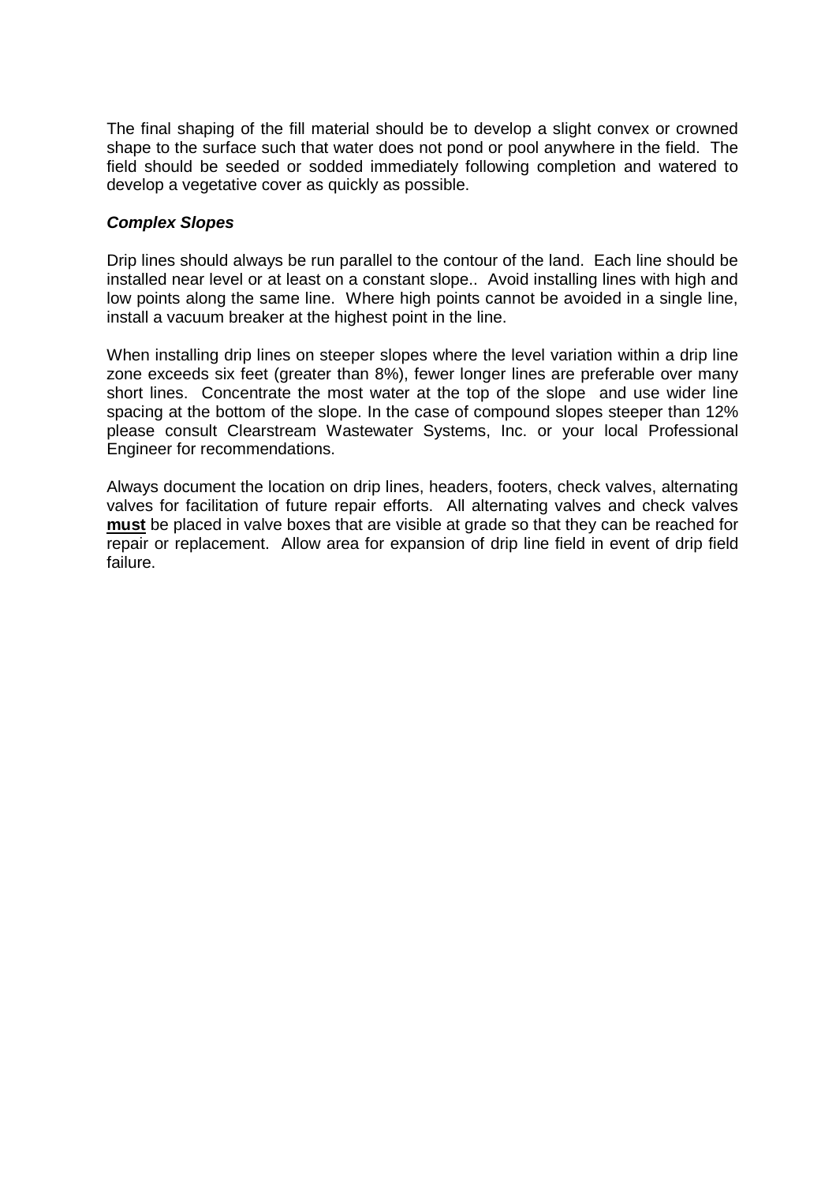The final shaping of the fill material should be to develop a slight convex or crowned shape to the surface such that water does not pond or pool anywhere in the field. The field should be seeded or sodded immediately following completion and watered to develop a vegetative cover as quickly as possible.

***Complex Slopes***

Drip lines should always be run parallel to the contour of the land. Each line should be installed near level or at least on a constant slope.. Avoid installing lines with high and low points along the same line. Where high points cannot be avoided in a single line, install a vacuum breaker at the highest point in the line.

When installing drip lines on steeper slopes where the level variation within a drip line zone exceeds six feet (greater than 8%), fewer longer lines are preferable over many short lines. Concentrate the most water at the top of the slope and use wider line spacing at the bottom of the slope. In the case of compound slopes steeper than 12% please consult Clearstream Wastewater Systems, Inc. or your local Professional Engineer for recommendations.

Always document the location on drip lines, headers, footers, check valves, alternating valves for facilitation of future repair efforts. All alternating valves and check valves **<u>must</u>** be placed in valve boxes that are visible at grade so that they can be reached for repair or replacement. Allow area for expansion of drip line field in event of drip field failure.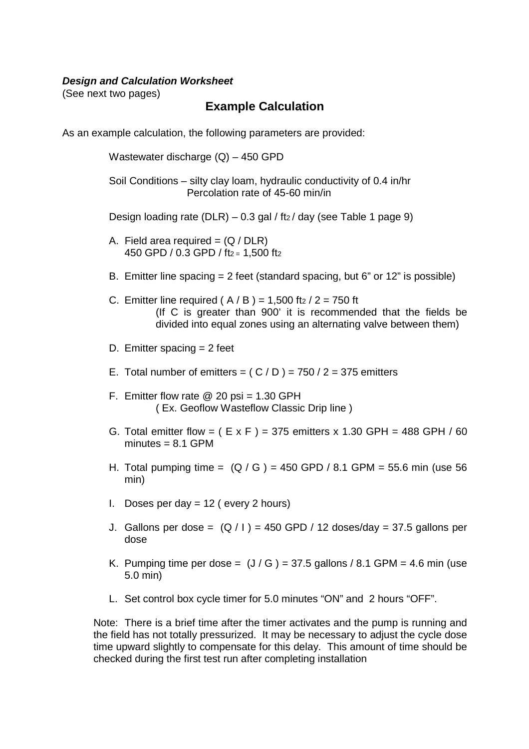***Design and Calculation Worksheet***
(See next two pages)

## Example Calculation

As an example calculation, the following parameters are provided:

Wastewater discharge (Q) – 450 GPD

Soil Conditions – silty clay loam, hydraulic conductivity of 0.4 in/hr
Percolation rate of 45-60 min/in

Design loading rate (DLR) – 0.3 gal / $ft^2$ / day (see Table 1 page 9)

A. Field area required = (Q / DLR)
450 GPD / 0.3 GPD / $ft^2$ = 1,500 $ft^2$

B. Emitter line spacing = 2 feet (standard spacing, but 6" or 12" is possible)

C. Emitter line required ( A / B ) = 1,500 $ft^2$ / 2 = 750 ft
(If C is greater than 900' it is recommended that the fields be divided into equal zones using an alternating valve between them)

D. Emitter spacing = 2 feet

E. Total number of emitters = ( C / D ) = 750 / 2 = 375 emitters

F. Emitter flow rate @ 20 psi = 1.30 GPH
( Ex. Geoflow Wasteflow Classic Drip line )

G. Total emitter flow = ( E x F ) = 375 emitters x 1.30 GPH = 488 GPH / 60 minutes = 8.1 GPM

H. Total pumping time = (Q / G ) = 450 GPD / 8.1 GPM = 55.6 min (use 56 min)

I. Doses per day = 12 ( every 2 hours)

J. Gallons per dose = (Q / I ) = 450 GPD / 12 doses/day = 37.5 gallons per dose

K. Pumping time per dose = (J / G ) = 37.5 gallons / 8.1 GPM = 4.6 min (use 5.0 min)

L. Set control box cycle timer for 5.0 minutes "ON" and 2 hours "OFF".

Note: There is a brief time after the timer activates and the pump is running and the field has not totally pressurized. It may be necessary to adjust the cycle dose time upward slightly to compensate for this delay. This amount of time should be checked during the first test run after completing installation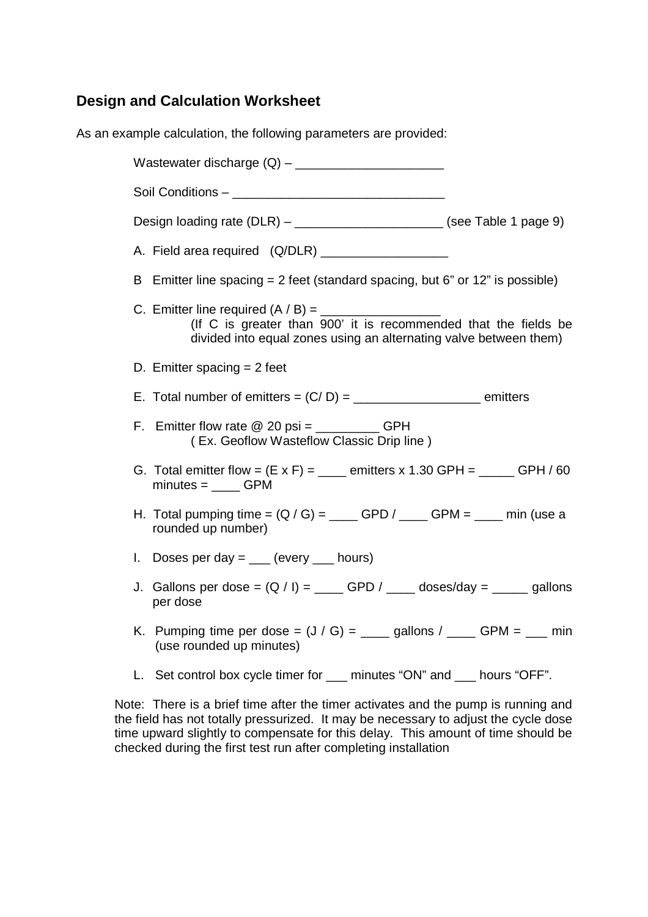## Design and Calculation Worksheet

As an example calculation, the following parameters are provided:

Wastewater discharge (Q) – _____________________

Soil Conditions – ______________________________

Design loading rate (DLR) – _____________________ (see Table 1 page 9)

A. Field area required (Q/DLR) __________________

B Emitter line spacing = 2 feet (standard spacing, but 6" or 12" is possible)

C. Emitter line required (A / B) = ________________
(If C is greater than 900' it is recommended that the fields be divided into equal zones using an alternating valve between them)

D. Emitter spacing = 2 feet

E. Total number of emitters = (C/ D) = __________________ emitters

F. Emitter flow rate @ 20 psi = _________ GPH
( Ex. Geoflow Wasteflow Classic Drip line )

G. Total emitter flow = (E x F) = ____ emitters x 1.30 GPH = _____ GPH / 60 minutes = ____ GPM

H. Total pumping time = (Q / G) = ____ GPD / ____ GPM = ____ min (use a rounded up number)

I. Doses per day = ___ (every ___ hours)

J. Gallons per dose = (Q / I) = ____ GPD / ____ doses/day = _____ gallons per dose

K. Pumping time per dose = (J / G) = ____ gallons / ____ GPM = ___ min (use rounded up minutes)

L. Set control box cycle timer for ___ minutes "ON" and ___ hours "OFF".

Note: There is a brief time after the timer activates and the pump is running and the field has not totally pressurized. It may be necessary to adjust the cycle dose time upward slightly to compensate for this delay. This amount of time should be checked during the first test run after completing installation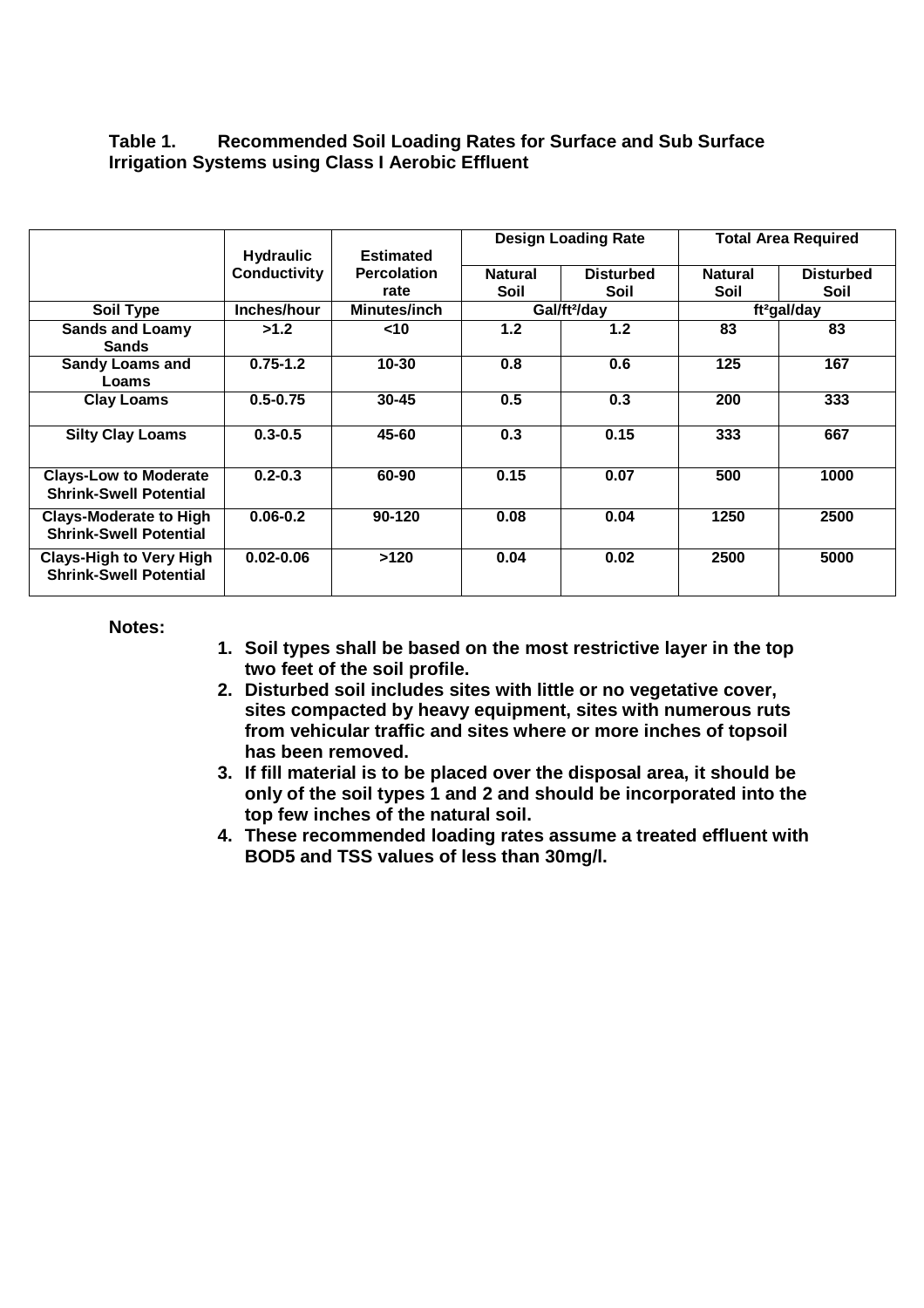**Table 1. Recommended Soil Loading Rates for Surface and Sub Surface Irrigation Systems using Class I Aerobic Effluent**

| | Hydraulic Conductivity | Estimated Percolation rate | Design Loading Rate | | Total Area Required | |
|---|---|---|---|---|---|---|
| | | | Natural Soil | Disturbed Soil | Natural Soil | Disturbed Soil |
| **Soil Type** | **Inches/hour** | **Minutes/inch** | **Gal/ft²/day** | | **ft²gal/day** | |
| Sands and Loamy Sands | >1.2 | <10 | 1.2 | 1.2 | 83 | 83 |
| Sandy Loams and Loams | 0.75-1.2 | 10-30 | 0.8 | 0.6 | 125 | 167 |
| Clay Loams | 0.5-0.75 | 30-45 | 0.5 | 0.3 | 200 | 333 |
| Silty Clay Loams | 0.3-0.5 | 45-60 | 0.3 | 0.15 | 333 | 667 |
| Clays-Low to Moderate Shrink-Swell Potential | 0.2-0.3 | 60-90 | 0.15 | 0.07 | 500 | 1000 |
| Clays-Moderate to High Shrink-Swell Potential | 0.06-0.2 | 90-120 | 0.08 | 0.04 | 1250 | 2500 |
| Clays-High to Very High Shrink-Swell Potential | 0.02-0.06 | >120 | 0.04 | 0.02 | 2500 | 5000 |

**Notes:**

1. **Soil types shall be based on the most restrictive layer in the top two feet of the soil profile.**
2. **Disturbed soil includes sites with little or no vegetative cover, sites compacted by heavy equipment, sites with numerous ruts from vehicular traffic and sites where or more inches of topsoil has been removed.**
3. **If fill material is to be placed over the disposal area, it should be only of the soil types 1 and 2 and should be incorporated into the top few inches of the natural soil.**
4. **These recommended loading rates assume a treated effluent with BOD5 and TSS values of less than 30mg/l.**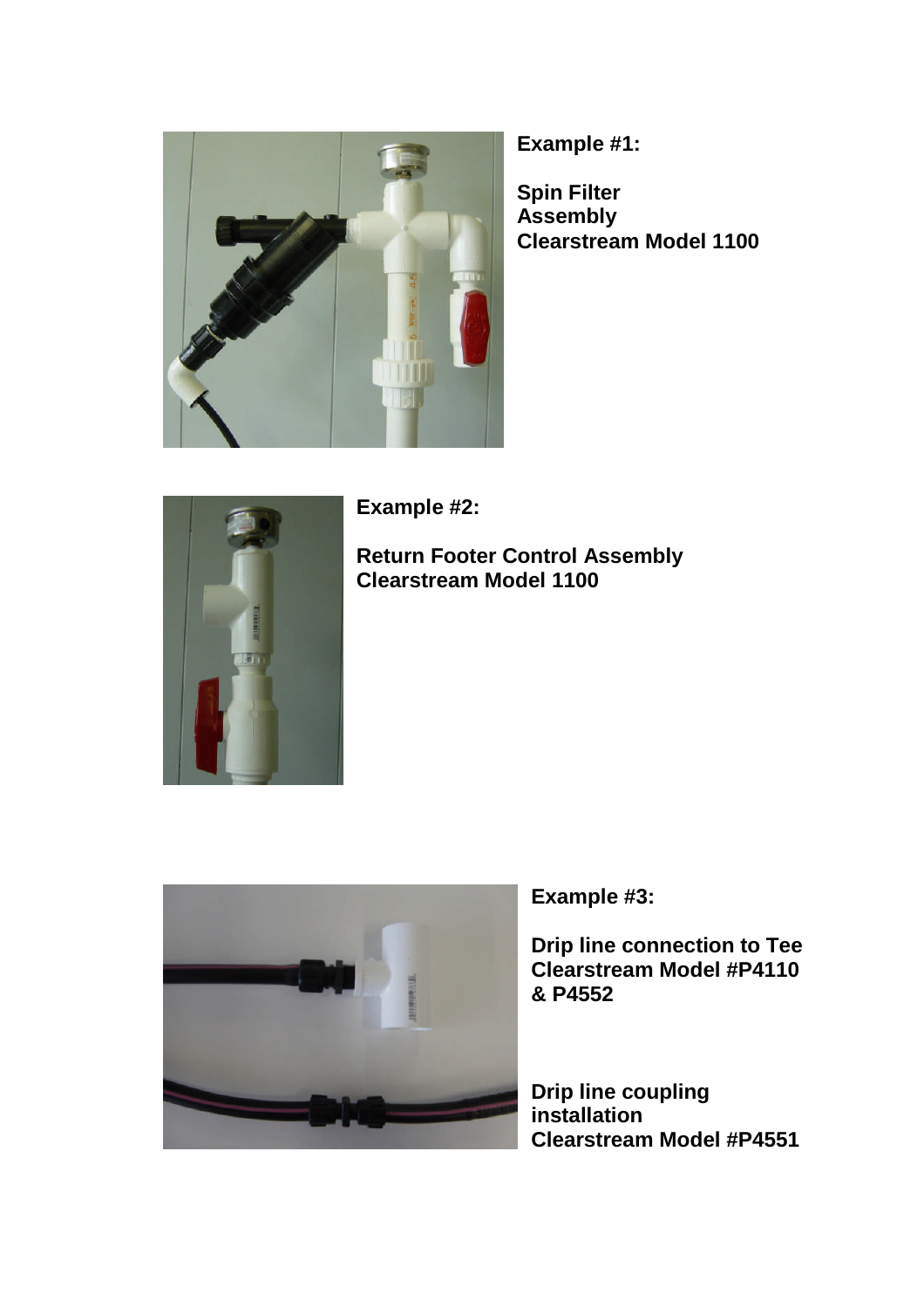**Example #1:**

**Spin Filter Assembly Clearstream Model 1100**

**Example #2:**

**Return Footer Control Assembly Clearstream Model 1100**

**Example #3:**

**Drip line connection to Tee Clearstream Model #P4110 & P4552**

**Drip line coupling installation Clearstream Model #P4551**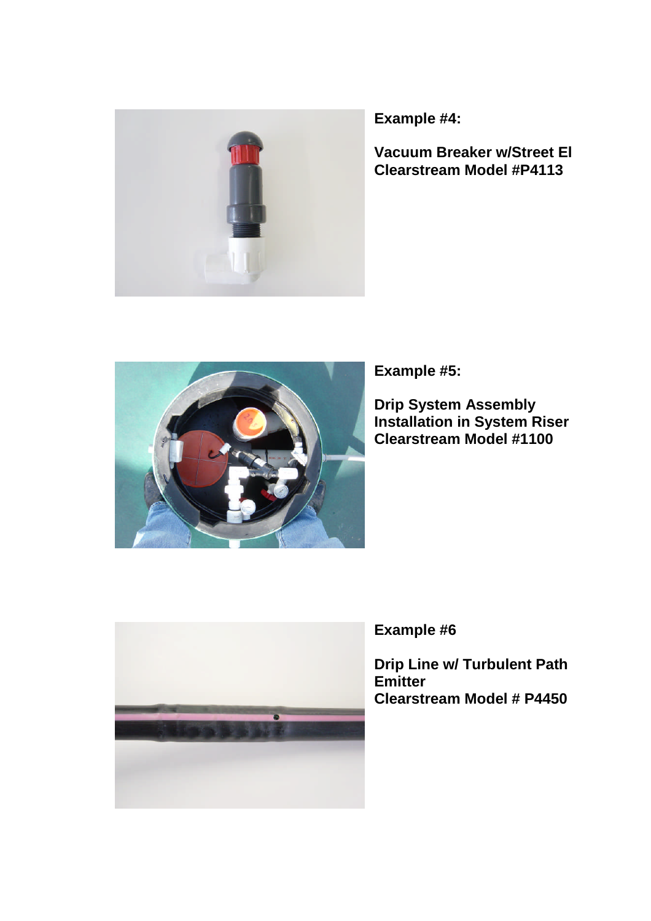**Example #4:**

**Vacuum Breaker w/Street El**
**Clearstream Model #P4113**

**Example #5:**

**Drip System Assembly**
**Installation in System Riser**
**Clearstream Model #1100**

**Example #6**

**Drip Line w/ Turbulent Path Emitter**
**Clearstream Model # P4450**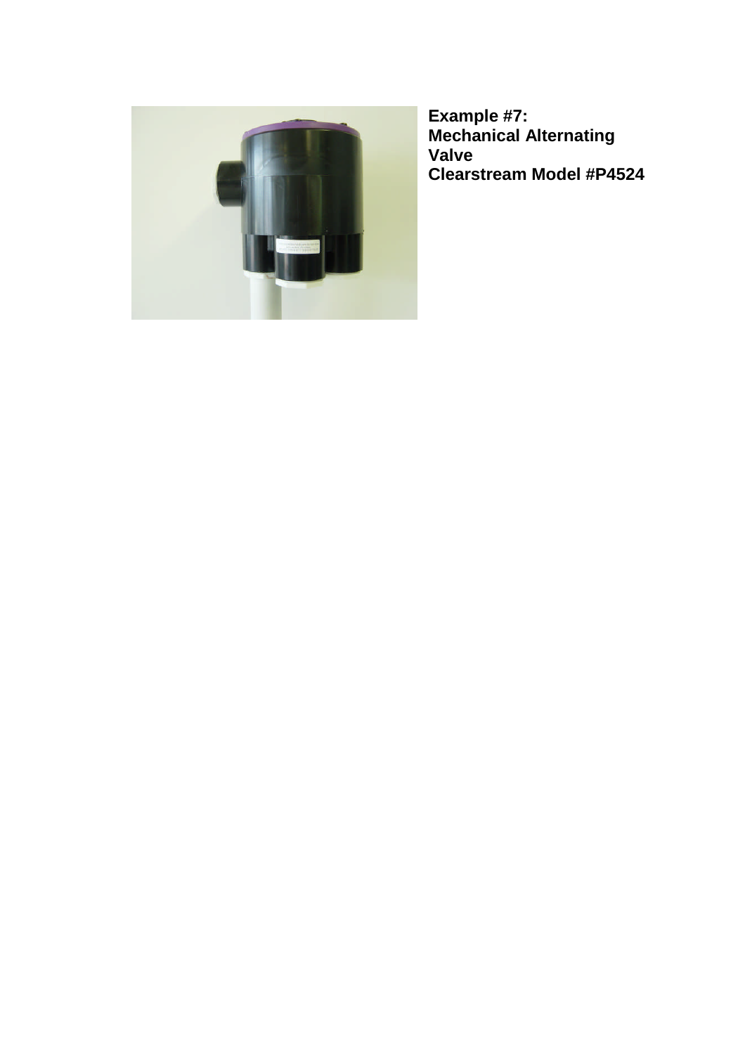**Example #7:**
**Mechanical Alternating Valve**
**Clearstream Model #P4524**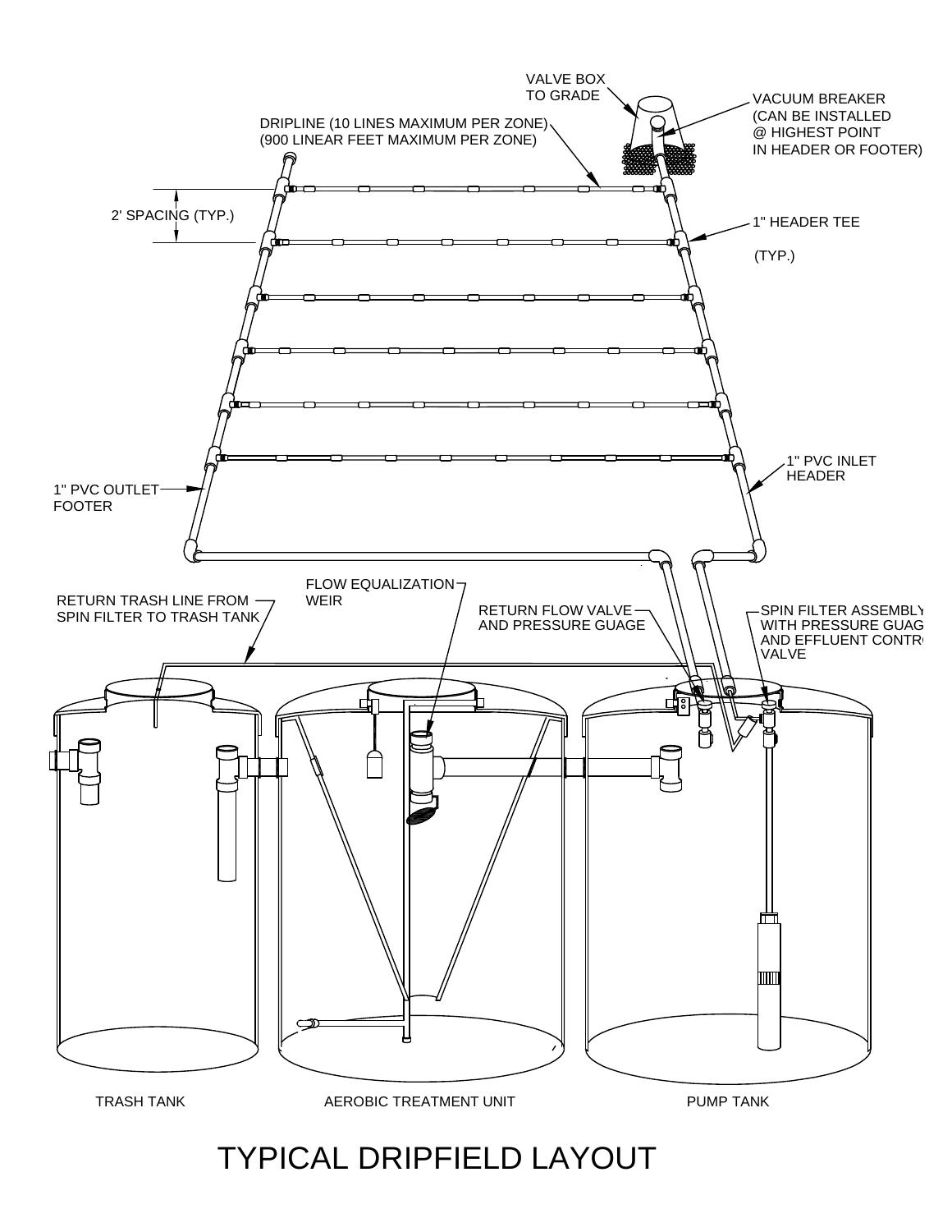VALVE BOX TO GRADE

VACUUM BREAKER (CAN BE INSTALLED @ HIGHEST POINT IN HEADER OR FOOTER)

DRIPLINE (10 LINES MAXIMUM PER ZONE) (900 LINEAR FEET MAXIMUM PER ZONE)

2' SPACING (TYP.)

1" HEADER TEE (TYP.)

1" PVC INLET HEADER

1" PVC OUTLET FOOTER

FLOW EQUALIZATION WEIR

RETURN TRASH LINE FROM SPIN FILTER TO TRASH TANK

RETURN FLOW VALVE AND PRESSURE GUAGE

SPIN FILTER ASSEMBLY WITH PRESSURE GUAGE AND EFFLUENT CONTROL VALVE

TRASH TANK

AEROBIC TREATMENT UNIT

PUMP TANK

# TYPICAL DRIPFIELD LAYOUT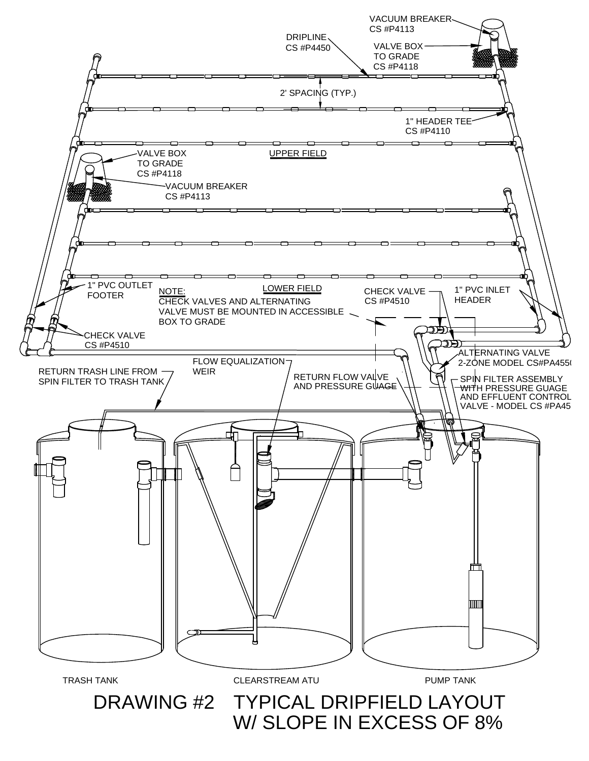VACUUM BREAKER
CS #P4113

DRIPLINE
CS #P4450

VALVE BOX
TO GRADE
CS #P4118

2' SPACING (TYP.)

1" HEADER TEE
CS #P4110

UPPER FIELD

VALVE BOX
TO GRADE
CS #P4118

VACUUM BREAKER
CS #P4113

1" PVC OUTLET
FOOTER

NOTE:
CHECK VALVES AND ALTERNATING
VALVE MUST BE MOUNTED IN ACCESSIBLE
BOX TO GRADE

LOWER FIELD

CHECK VALVE
CS #P4510

1" PVC INLET
HEADER

CHECK VALVE
CS #P4510

ALTERNATING VALVE
2-ZONE MODEL CS#PA455(

FLOW EQUALIZATION
WEIR

RETURN TRASH LINE FROM
SPIN FILTER TO TRASH TANK

RETURN FLOW VALVE
AND PRESSURE GUAGE

SPIN FILTER ASSEMBLY
WITH PRESSURE GUAGE
AND EFFLUENT CONTROL
VALVE - MODEL CS #PA45

TRASH TANK

CLEARSTREAM ATU

PUMP TANK

# DRAWING #2 TYPICAL DRIPFIELD LAYOUT W/ SLOPE IN EXCESS OF 8%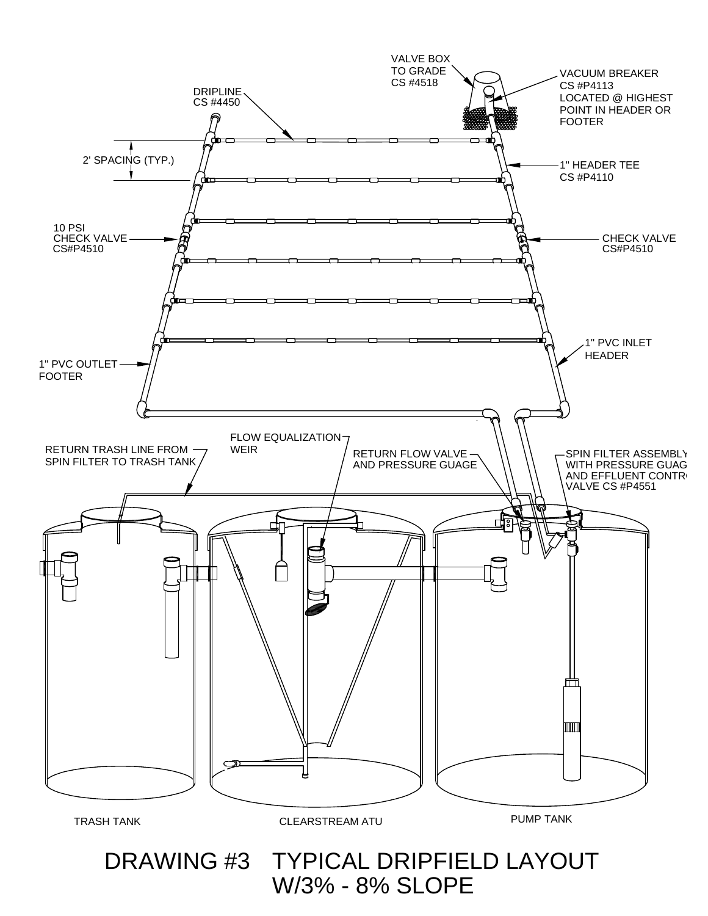VALVE BOX TO GRADE CS #4518

VACUUM BREAKER CS #P4113 LOCATED @ HIGHEST POINT IN HEADER OR FOOTER

DRIPLINE CS #4450

2' SPACING (TYP.)

1" HEADER TEE CS #P4110

10 PSI CHECK VALVE CS#P4510

CHECK VALVE CS#P4510

1" PVC INLET HEADER

1" PVC OUTLET FOOTER

FLOW EQUALIZATION WEIR

RETURN TRASH LINE FROM SPIN FILTER TO TRASH TANK

RETURN FLOW VALVE AND PRESSURE GUAGE

SPIN FILTER ASSEMBLY WITH PRESSURE GUAG AND EFFLUENT CONTR VALVE CS #P4551

TRASH TANK

CLEARSTREAM ATU

PUMP TANK

# DRAWING #3 TYPICAL DRIPFIELD LAYOUT W/3% - 8% SLOPE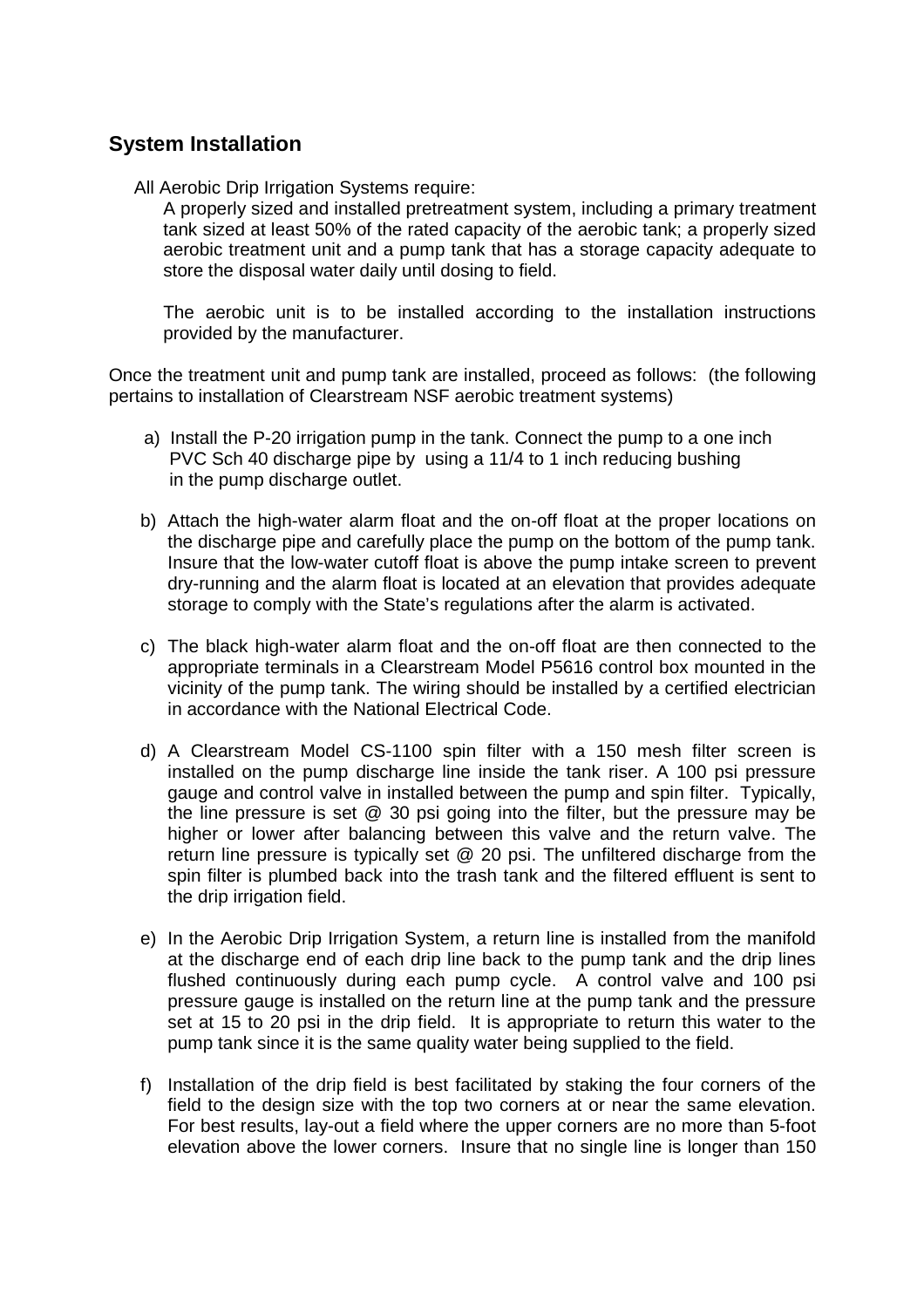## System Installation

All Aerobic Drip Irrigation Systems require:

A properly sized and installed pretreatment system, including a primary treatment tank sized at least 50% of the rated capacity of the aerobic tank; a properly sized aerobic treatment unit and a pump tank that has a storage capacity adequate to store the disposal water daily until dosing to field.

The aerobic unit is to be installed according to the installation instructions provided by the manufacturer.

Once the treatment unit and pump tank are installed, proceed as follows: (the following pertains to installation of Clearstream NSF aerobic treatment systems)

a) Install the P-20 irrigation pump in the tank. Connect the pump to a one inch PVC Sch 40 discharge pipe by using a 11/4 to 1 inch reducing bushing in the pump discharge outlet.

b) Attach the high-water alarm float and the on-off float at the proper locations on the discharge pipe and carefully place the pump on the bottom of the pump tank. Insure that the low-water cutoff float is above the pump intake screen to prevent dry-running and the alarm float is located at an elevation that provides adequate storage to comply with the State's regulations after the alarm is activated.

c) The black high-water alarm float and the on-off float are then connected to the appropriate terminals in a Clearstream Model P5616 control box mounted in the vicinity of the pump tank. The wiring should be installed by a certified electrician in accordance with the National Electrical Code.

d) A Clearstream Model CS-1100 spin filter with a 150 mesh filter screen is installed on the pump discharge line inside the tank riser. A 100 psi pressure gauge and control valve in installed between the pump and spin filter. Typically, the line pressure is set @ 30 psi going into the filter, but the pressure may be higher or lower after balancing between this valve and the return valve. The return line pressure is typically set @ 20 psi. The unfiltered discharge from the spin filter is plumbed back into the trash tank and the filtered effluent is sent to the drip irrigation field.

e) In the Aerobic Drip Irrigation System, a return line is installed from the manifold at the discharge end of each drip line back to the pump tank and the drip lines flushed continuously during each pump cycle. A control valve and 100 psi pressure gauge is installed on the return line at the pump tank and the pressure set at 15 to 20 psi in the drip field. It is appropriate to return this water to the pump tank since it is the same quality water being supplied to the field.

f) Installation of the drip field is best facilitated by staking the four corners of the field to the design size with the top two corners at or near the same elevation. For best results, lay-out a field where the upper corners are no more than 5-foot elevation above the lower corners. Insure that no single line is longer than 150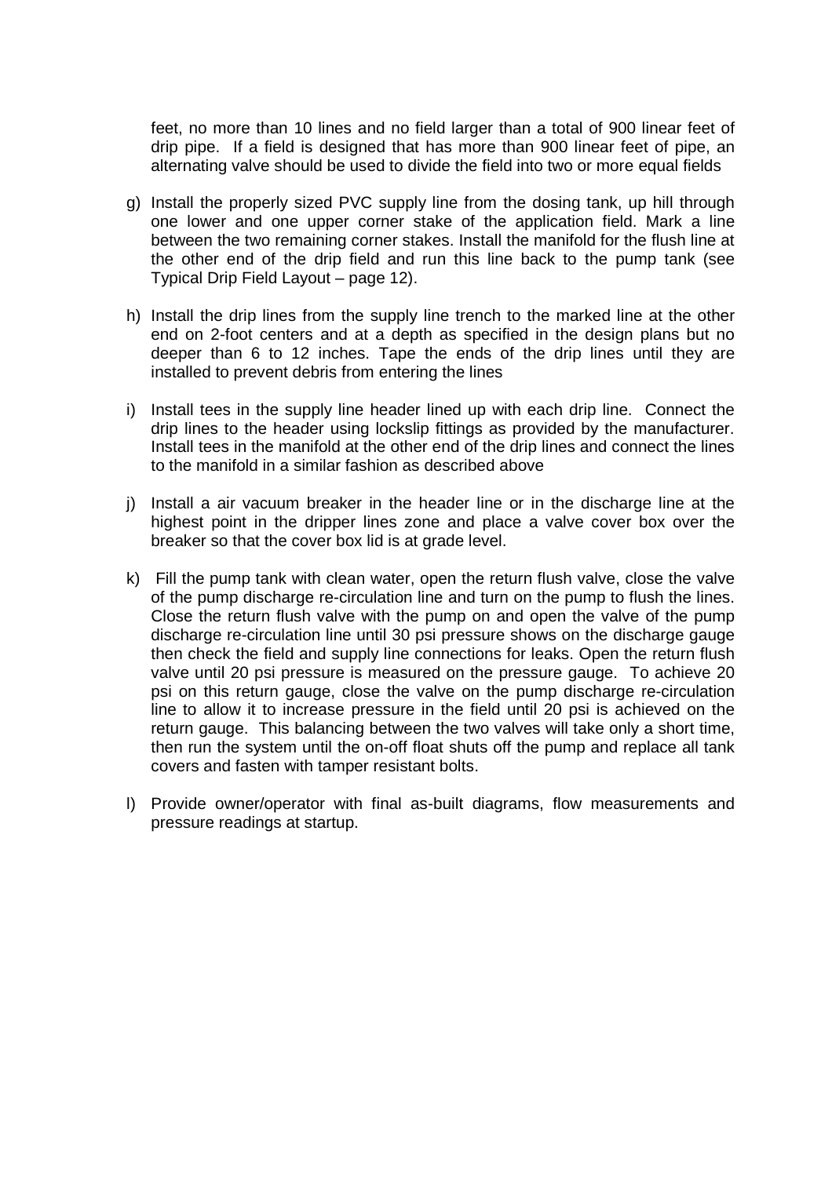feet, no more than 10 lines and no field larger than a total of 900 linear feet of drip pipe. If a field is designed that has more than 900 linear feet of pipe, an alternating valve should be used to divide the field into two or more equal fields

g) Install the properly sized PVC supply line from the dosing tank, up hill through one lower and one upper corner stake of the application field. Mark a line between the two remaining corner stakes. Install the manifold for the flush line at the other end of the drip field and run this line back to the pump tank (see Typical Drip Field Layout – page 12).

h) Install the drip lines from the supply line trench to the marked line at the other end on 2-foot centers and at a depth as specified in the design plans but no deeper than 6 to 12 inches. Tape the ends of the drip lines until they are installed to prevent debris from entering the lines

i) Install tees in the supply line header lined up with each drip line. Connect the drip lines to the header using lockslip fittings as provided by the manufacturer. Install tees in the manifold at the other end of the drip lines and connect the lines to the manifold in a similar fashion as described above

j) Install a air vacuum breaker in the header line or in the discharge line at the highest point in the dripper lines zone and place a valve cover box over the breaker so that the cover box lid is at grade level.

k) Fill the pump tank with clean water, open the return flush valve, close the valve of the pump discharge re-circulation line and turn on the pump to flush the lines. Close the return flush valve with the pump on and open the valve of the pump discharge re-circulation line until 30 psi pressure shows on the discharge gauge then check the field and supply line connections for leaks. Open the return flush valve until 20 psi pressure is measured on the pressure gauge. To achieve 20 psi on this return gauge, close the valve on the pump discharge re-circulation line to allow it to increase pressure in the field until 20 psi is achieved on the return gauge. This balancing between the two valves will take only a short time, then run the system until the on-off float shuts off the pump and replace all tank covers and fasten with tamper resistant bolts.

l) Provide owner/operator with final as-built diagrams, flow measurements and pressure readings at startup.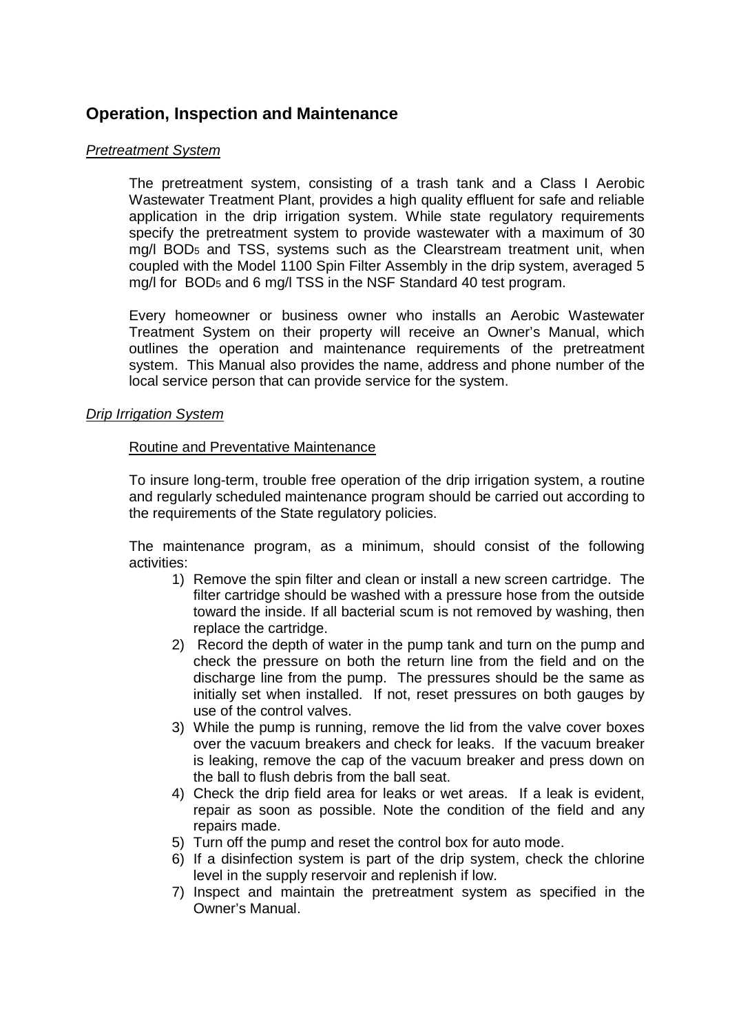## Operation, Inspection and Maintenance

### *Pretreatment System*

The pretreatment system, consisting of a trash tank and a Class I Aerobic Wastewater Treatment Plant, provides a high quality effluent for safe and reliable application in the drip irrigation system. While state regulatory requirements specify the pretreatment system to provide wastewater with a maximum of 30 mg/l $BOD_5$ and TSS, systems such as the Clearstream treatment unit, when coupled with the Model 1100 Spin Filter Assembly in the drip system, averaged 5 mg/l for $BOD_5$ and 6 mg/l TSS in the NSF Standard 40 test program.

Every homeowner or business owner who installs an Aerobic Wastewater Treatment System on their property will receive an Owner's Manual, which outlines the operation and maintenance requirements of the pretreatment system. This Manual also provides the name, address and phone number of the local service person that can provide service for the system.

### *Drip Irrigation System*

#### Routine and Preventative Maintenance

To insure long-term, trouble free operation of the drip irrigation system, a routine and regularly scheduled maintenance program should be carried out according to the requirements of the State regulatory policies.

The maintenance program, as a minimum, should consist of the following activities:

1) Remove the spin filter and clean or install a new screen cartridge. The filter cartridge should be washed with a pressure hose from the outside toward the inside. If all bacterial scum is not removed by washing, then replace the cartridge.
2) Record the depth of water in the pump tank and turn on the pump and check the pressure on both the return line from the field and on the discharge line from the pump. The pressures should be the same as initially set when installed. If not, reset pressures on both gauges by use of the control valves.
3) While the pump is running, remove the lid from the valve cover boxes over the vacuum breakers and check for leaks. If the vacuum breaker is leaking, remove the cap of the vacuum breaker and press down on the ball to flush debris from the ball seat.
4) Check the drip field area for leaks or wet areas. If a leak is evident, repair as soon as possible. Note the condition of the field and any repairs made.
5) Turn off the pump and reset the control box for auto mode.
6) If a disinfection system is part of the drip system, check the chlorine level in the supply reservoir and replenish if low.
7) Inspect and maintain the pretreatment system as specified in the Owner's Manual.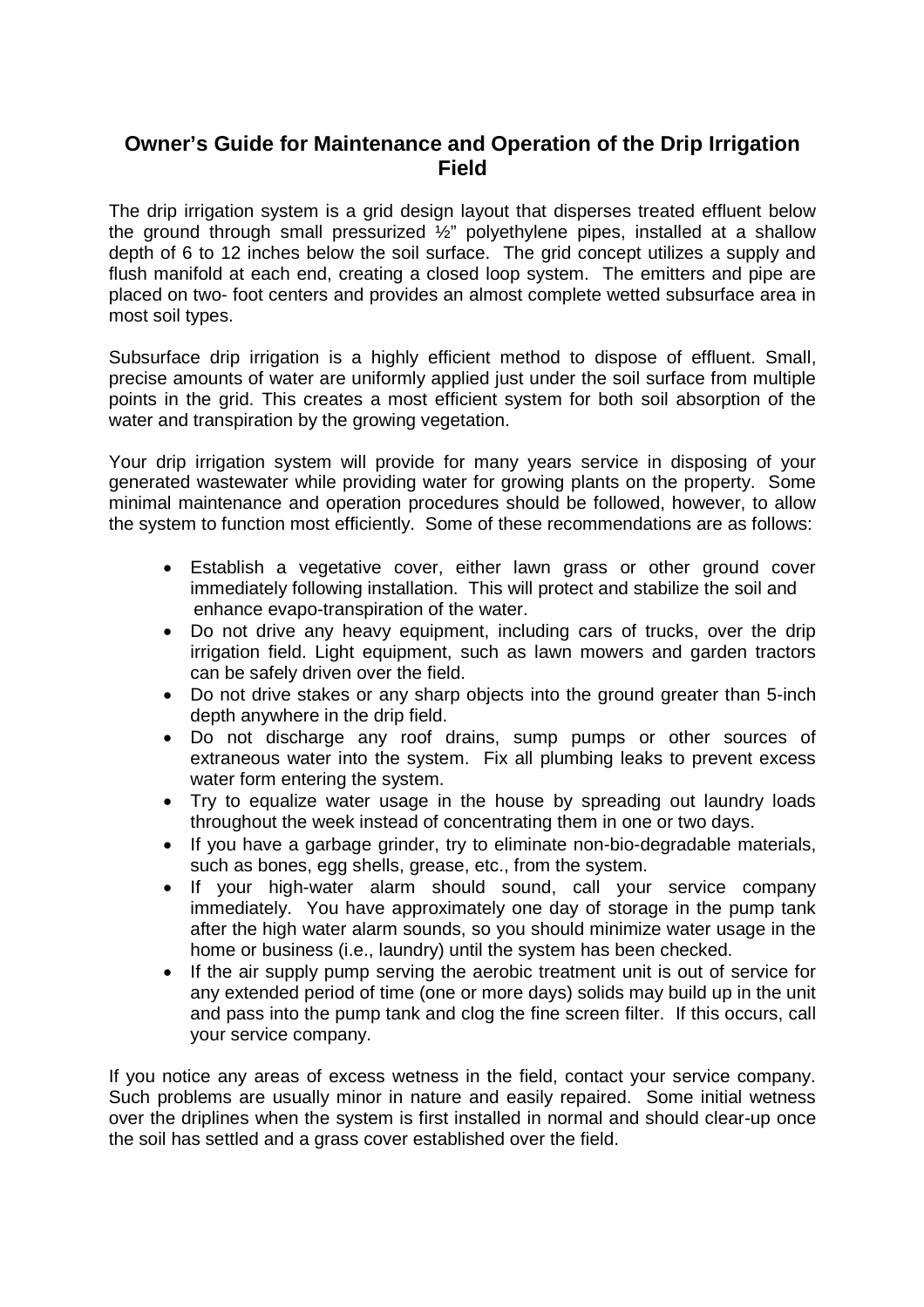## Owner's Guide for Maintenance and Operation of the Drip Irrigation Field

The drip irrigation system is a grid design layout that disperses treated effluent below the ground through small pressurized ½" polyethylene pipes, installed at a shallow depth of 6 to 12 inches below the soil surface. The grid concept utilizes a supply and flush manifold at each end, creating a closed loop system. The emitters and pipe are placed on two- foot centers and provides an almost complete wetted subsurface area in most soil types.

Subsurface drip irrigation is a highly efficient method to dispose of effluent. Small, precise amounts of water are uniformly applied just under the soil surface from multiple points in the grid. This creates a most efficient system for both soil absorption of the water and transpiration by the growing vegetation.

Your drip irrigation system will provide for many years service in disposing of your generated wastewater while providing water for growing plants on the property. Some minimal maintenance and operation procedures should be followed, however, to allow the system to function most efficiently. Some of these recommendations are as follows:

- Establish a vegetative cover, either lawn grass or other ground cover immediately following installation. This will protect and stabilize the soil and enhance evapo-transpiration of the water.
- Do not drive any heavy equipment, including cars of trucks, over the drip irrigation field. Light equipment, such as lawn mowers and garden tractors can be safely driven over the field.
- Do not drive stakes or any sharp objects into the ground greater than 5-inch depth anywhere in the drip field.
- Do not discharge any roof drains, sump pumps or other sources of extraneous water into the system. Fix all plumbing leaks to prevent excess water form entering the system.
- Try to equalize water usage in the house by spreading out laundry loads throughout the week instead of concentrating them in one or two days.
- If you have a garbage grinder, try to eliminate non-bio-degradable materials, such as bones, egg shells, grease, etc., from the system.
- If your high-water alarm should sound, call your service company immediately. You have approximately one day of storage in the pump tank after the high water alarm sounds, so you should minimize water usage in the home or business (i.e., laundry) until the system has been checked.
- If the air supply pump serving the aerobic treatment unit is out of service for any extended period of time (one or more days) solids may build up in the unit and pass into the pump tank and clog the fine screen filter. If this occurs, call your service company.

If you notice any areas of excess wetness in the field, contact your service company. Such problems are usually minor in nature and easily repaired. Some initial wetness over the driplines when the system is first installed in normal and should clear-up once the soil has settled and a grass cover established over the field.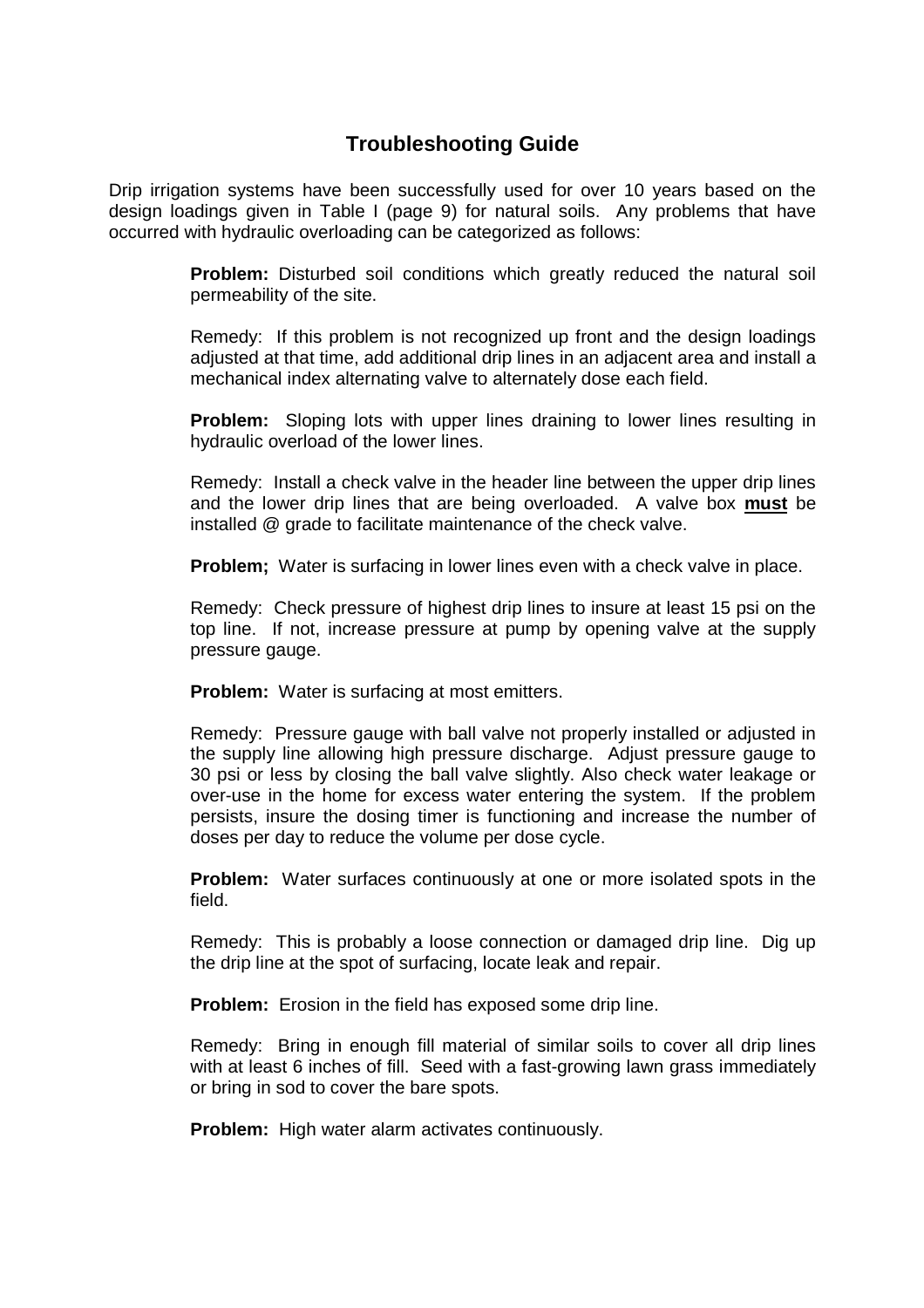## Troubleshooting Guide

Drip irrigation systems have been successfully used for over 10 years based on the design loadings given in Table I (page 9) for natural soils. Any problems that have occurred with hydraulic overloading can be categorized as follows:

**Problem:** Disturbed soil conditions which greatly reduced the natural soil permeability of the site.

Remedy: If this problem is not recognized up front and the design loadings adjusted at that time, add additional drip lines in an adjacent area and install a mechanical index alternating valve to alternately dose each field.

**Problem:** Sloping lots with upper lines draining to lower lines resulting in hydraulic overload of the lower lines.

Remedy: Install a check valve in the header line between the upper drip lines and the lower drip lines that are being overloaded. A valve box **<u>must</u>** be installed @ grade to facilitate maintenance of the check valve.

**Problem;** Water is surfacing in lower lines even with a check valve in place.

Remedy: Check pressure of highest drip lines to insure at least 15 psi on the top line. If not, increase pressure at pump by opening valve at the supply pressure gauge.

**Problem:** Water is surfacing at most emitters.

Remedy: Pressure gauge with ball valve not properly installed or adjusted in the supply line allowing high pressure discharge. Adjust pressure gauge to 30 psi or less by closing the ball valve slightly. Also check water leakage or over-use in the home for excess water entering the system. If the problem persists, insure the dosing timer is functioning and increase the number of doses per day to reduce the volume per dose cycle.

**Problem:** Water surfaces continuously at one or more isolated spots in the field.

Remedy: This is probably a loose connection or damaged drip line. Dig up the drip line at the spot of surfacing, locate leak and repair.

**Problem:** Erosion in the field has exposed some drip line.

Remedy: Bring in enough fill material of similar soils to cover all drip lines with at least 6 inches of fill. Seed with a fast-growing lawn grass immediately or bring in sod to cover the bare spots.

**Problem:** High water alarm activates continuously.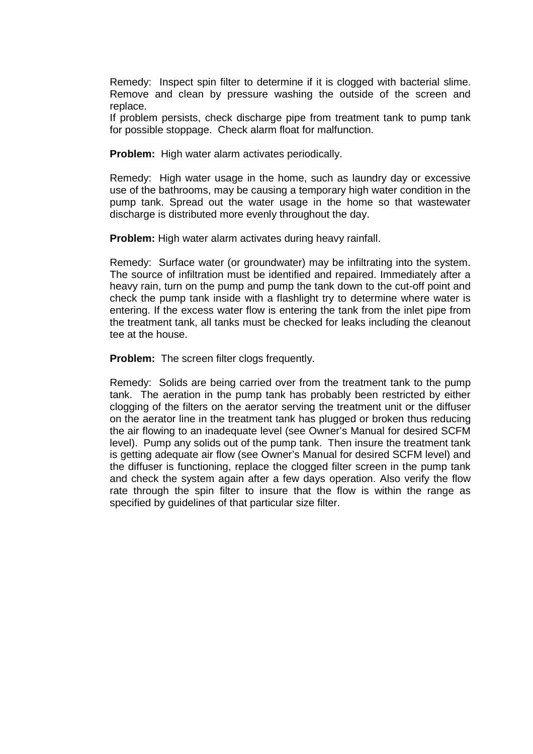Remedy: Inspect spin filter to determine if it is clogged with bacterial slime. Remove and clean by pressure washing the outside of the screen and replace.
If problem persists, check discharge pipe from treatment tank to pump tank for possible stoppage. Check alarm float for malfunction.

**Problem:** High water alarm activates periodically.

Remedy: High water usage in the home, such as laundry day or excessive use of the bathrooms, may be causing a temporary high water condition in the pump tank. Spread out the water usage in the home so that wastewater discharge is distributed more evenly throughout the day.

**Problem:** High water alarm activates during heavy rainfall.

Remedy: Surface water (or groundwater) may be infiltrating into the system. The source of infiltration must be identified and repaired. Immediately after a heavy rain, turn on the pump and pump the tank down to the cut-off point and check the pump tank inside with a flashlight try to determine where water is entering. If the excess water flow is entering the tank from the inlet pipe from the treatment tank, all tanks must be checked for leaks including the cleanout tee at the house.

**Problem:** The screen filter clogs frequently.

Remedy: Solids are being carried over from the treatment tank to the pump tank. The aeration in the pump tank has probably been restricted by either clogging of the filters on the aerator serving the treatment unit or the diffuser on the aerator line in the treatment tank has plugged or broken thus reducing the air flowing to an inadequate level (see Owner's Manual for desired SCFM level). Pump any solids out of the pump tank. Then insure the treatment tank is getting adequate air flow (see Owner's Manual for desired SCFM level) and the diffuser is functioning, replace the clogged filter screen in the pump tank and check the system again after a few days operation. Also verify the flow rate through the spin filter to insure that the flow is within the range as specified by guidelines of that particular size filter.